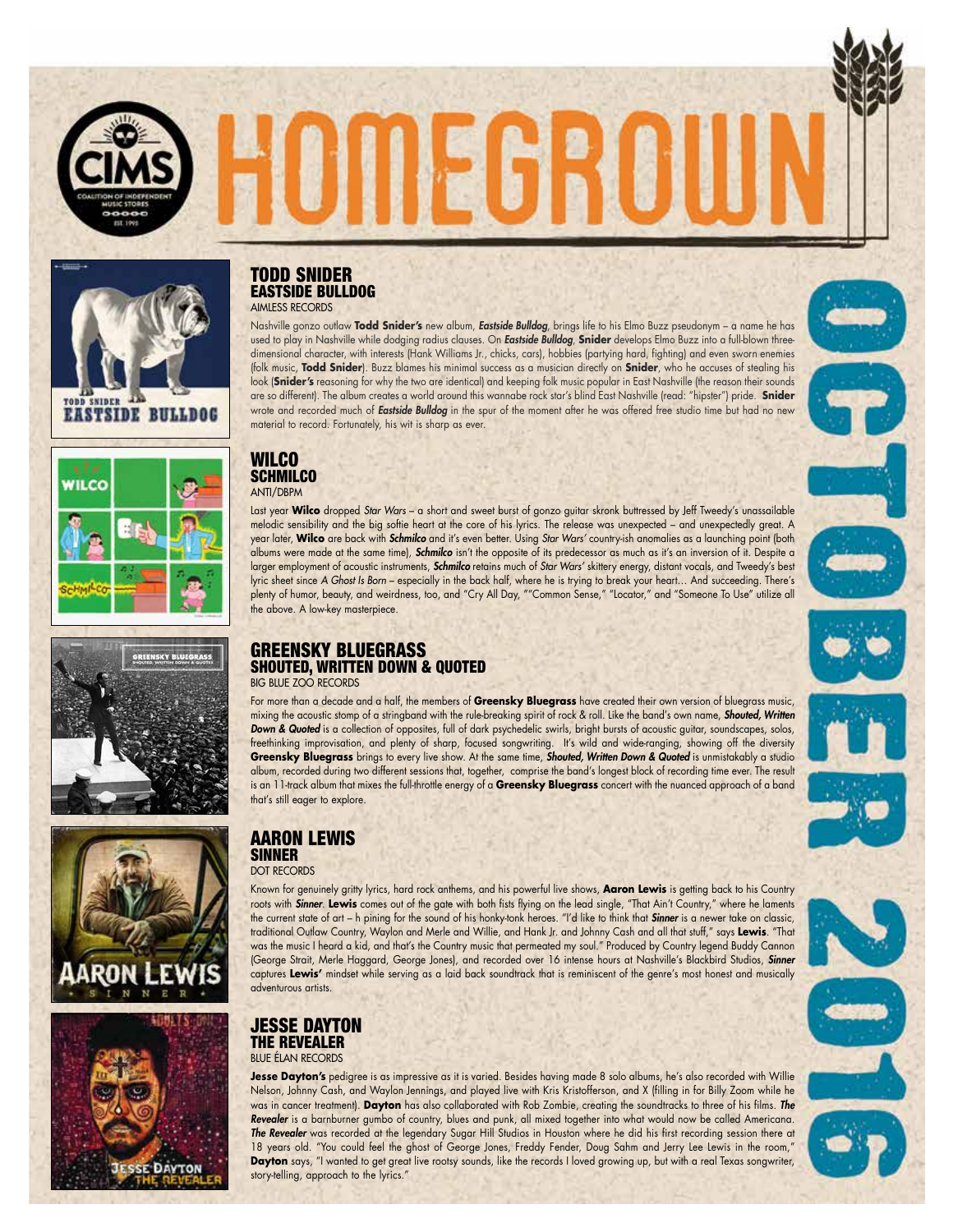# HOMEGROWN

OCTOBER 2016

## TODD SNIDER
### EASTSIDE BULLDOG
AIMLESS RECORDS

Nashville gonzo outlaw **Todd Snider's** new album, ***Eastside Bulldog***, brings life to his Elmo Buzz pseudonym – a name he has used to play in Nashville while dodging radius clauses. On ***Eastside Bulldog***, **Snider** develops Elmo Buzz into a full-blown three-dimensional character, with interests (Hank Williams Jr., chicks, cars), hobbies (partying hard, fighting) and even sworn enemies (folk music, **Todd Snider**). Buzz blames his minimal success as a musician directly on **Snider**, who he accuses of stealing his look (**Snider's** reasoning for why the two are identical) and keeping folk music popular in East Nashville (the reason their sounds are so different). The album creates a world around this wannabe rock star's blind East Nashville (read: "hipster") pride. **Snider** wrote and recorded much of ***Eastside Bulldog*** in the spur of the moment after he was offered free studio time but had no new material to record. Fortunately, his wit is sharp as ever.

## WILCO
### SCHMILCO
ANTI/DBPM

Last year **Wilco** dropped *Star Wars* – a short and sweet burst of gonzo guitar skronk buttressed by Jeff Tweedy's unassailable melodic sensibility and the big softie heart at the core of his lyrics. The release was unexpected – and unexpectedly great. A year later, **Wilco** are back with ***Schmilco*** and it's even better. Using *Star Wars'* country-ish anomalies as a launching point (both albums were made at the same time), ***Schmilco*** isn't the opposite of its predecessor as much as it's an inversion of it. Despite a larger employment of acoustic instruments, ***Schmilco*** retains much of *Star Wars'* skittery energy, distant vocals, and Tweedy's best lyric sheet since *A Ghost Is Born* – especially in the back half, where he is trying to break your heart… And succeeding. There's plenty of humor, beauty, and weirdness, too, and "Cry All Day, ""Common Sense," "Locator," and "Someone To Use" utilize all the above. A low-key masterpiece.

## GREENSKY BLUEGRASS
### SHOUTED, WRITTEN DOWN & QUOTED
BIG BLUE ZOO RECORDS

For more than a decade and a half, the members of **Greensky Bluegrass** have created their own version of bluegrass music, mixing the acoustic stomp of a stringband with the rule-breaking spirit of rock & roll. Like the band's own name, ***Shouted, Written Down & Quoted*** is a collection of opposites, full of dark psychedelic swirls, bright bursts of acoustic guitar, soundscapes, solos, freethinking improvisation, and plenty of sharp, focused songwriting. It's wild and wide-ranging, showing off the diversity **Greensky Bluegrass** brings to every live show. At the same time, ***Shouted, Written Down & Quoted*** is unmistakably a studio album, recorded during two different sessions that, together, comprise the band's longest block of recording time ever. The result is an 11-track album that mixes the full-throttle energy of a **Greensky Bluegrass** concert with the nuanced approach of a band that's still eager to explore.

## AARON LEWIS
### SINNER
DOT RECORDS

Known for genuinely gritty lyrics, hard rock anthems, and his powerful live shows, **Aaron Lewis** is getting back to his Country roots with ***Sinner***. **Lewis** comes out of the gate with both fists flying on the lead single, "That Ain't Country," where he laments the current state of art – h pining for the sound of his honky-tonk heroes. "I'd like to think that ***Sinner*** is a newer take on classic, traditional Outlaw Country, Waylon and Merle and Willie, and Hank Jr. and Johnny Cash and all that stuff," says **Lewis**. "That was the music I heard a kid, and that's the Country music that permeated my soul." Produced by Country legend Buddy Cannon (George Strait, Merle Haggard, George Jones), and recorded over 16 intense hours at Nashville's Blackbird Studios, ***Sinner*** captures **Lewis'** mindset while serving as a laid back soundtrack that is reminiscent of the genre's most honest and musically adventurous artists.

## JESSE DAYTON
### THE REVEALER
BLUE ÉLAN RECORDS

**Jesse Dayton's** pedigree is as impressive as it is varied. Besides having made 8 solo albums, he's also recorded with Willie Nelson, Johnny Cash, and Waylon Jennings, and played live with Kris Kristofferson, and X (filling in for Billy Zoom while he was in cancer treatment). **Dayton** has also collaborated with Rob Zombie, creating the soundtracks to three of his films. ***The Revealer*** is a barnburner gumbo of country, blues and punk, all mixed together into what would now be called Americana. ***The Revealer*** was recorded at the legendary Sugar Hill Studios in Houston where he did his first recording session there at 18 years old. "You could feel the ghost of George Jones, Freddy Fender, Doug Sahm and Jerry Lee Lewis in the room," **Dayton** says, "I wanted to get great live rootsy sounds, like the records I loved growing up, but with a real Texas songwriter, story-telling, approach to the lyrics."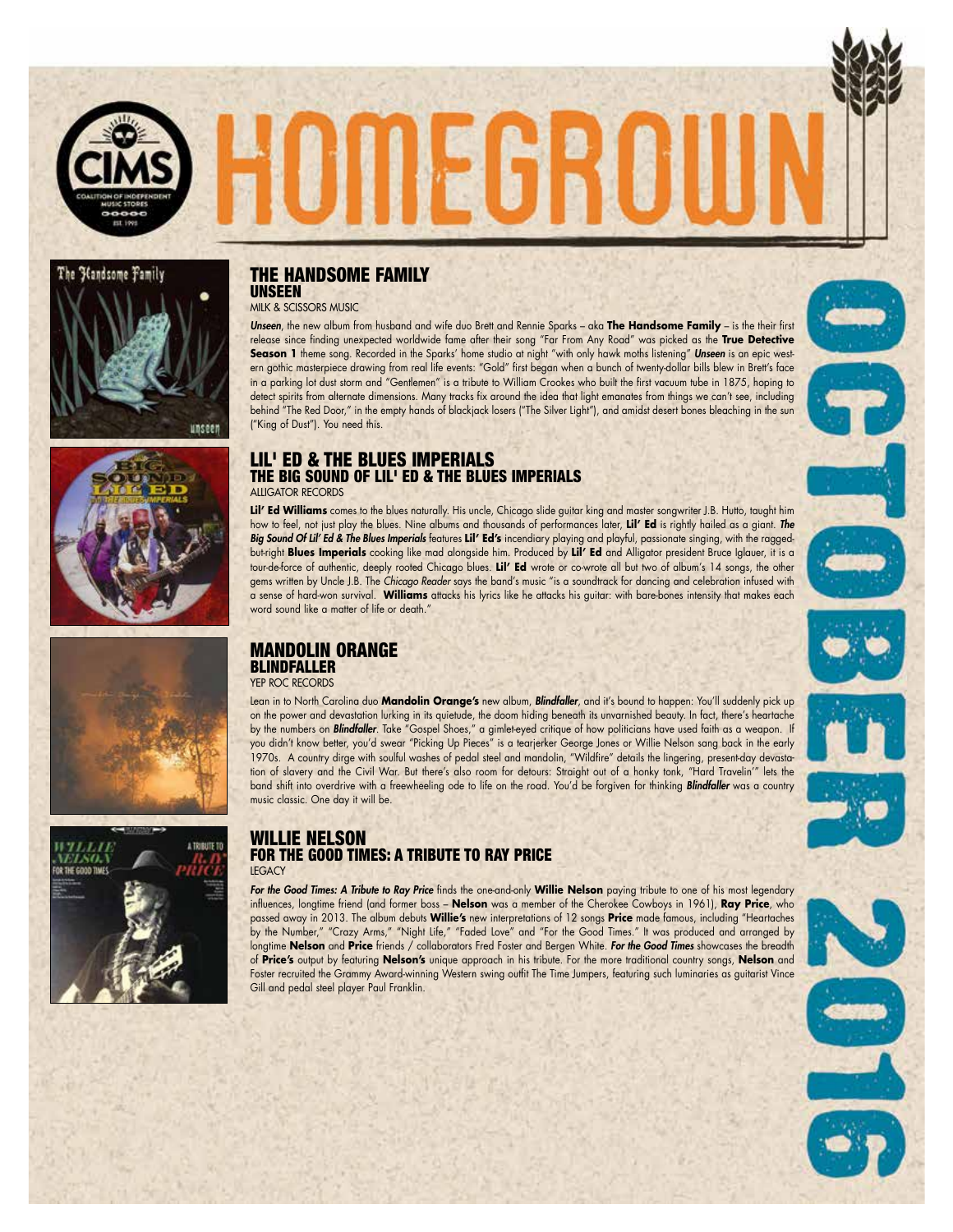# HOMEGROWN

OCTOBER 2016

## THE HANDSOME FAMILY
### UNSEEN
MILK & SCISSORS MUSIC

***Unseen***, the new album from husband and wife duo Brett and Rennie Sparks – aka **The Handsome Family** – is the their first release since finding unexpected worldwide fame after their song "Far From Any Road" was picked as the **True Detective Season 1** theme song. Recorded in the Sparks' home studio at night "with only hawk moths listening" ***Unseen*** is an epic western gothic masterpiece drawing from real life events: "Gold" first began when a bunch of twenty-dollar bills blew in Brett's face in a parking lot dust storm and "Gentlemen" is a tribute to William Crookes who built the first vacuum tube in 1875, hoping to detect spirits from alternate dimensions. Many tracks fix around the idea that light emanates from things we can't see, including behind "The Red Door," in the empty hands of blackjack losers ("The Silver Light"), and amidst desert bones bleaching in the sun ("King of Dust"). You need this.

## LIL' ED & THE BLUES IMPERIALS
### THE BIG SOUND OF LIL' ED & THE BLUES IMPERIALS
ALLIGATOR RECORDS

**Lil' Ed Williams** comes to the blues naturally. His uncle, Chicago slide guitar king and master songwriter J.B. Hutto, taught him how to feel, not just play the blues. Nine albums and thousands of performances later, **Lil' Ed** is rightly hailed as a giant. ***The Big Sound Of Lil' Ed & The Blues Imperials*** features **Lil' Ed's** incendiary playing and playful, passionate singing, with the ragged-but-right **Blues Imperials** cooking like mad alongside him. Produced by **Lil' Ed** and Alligator president Bruce Iglauer, it is a tour-de-force of authentic, deeply rooted Chicago blues. **Lil' Ed** wrote or co-wrote all but two of album's 14 songs, the other gems written by Uncle J.B. The *Chicago Reader* says the band's music "is a soundtrack for dancing and celebration infused with a sense of hard-won survival. **Williams** attacks his lyrics like he attacks his guitar: with bare-bones intensity that makes each word sound like a matter of life or death."

## MANDOLIN ORANGE
### BLINDFALLER
YEP ROC RECORDS

Lean in to North Carolina duo **Mandolin Orange's** new album, ***Blindfaller***, and it's bound to happen: You'll suddenly pick up on the power and devastation lurking in its quietude, the doom hiding beneath its unvarnished beauty. In fact, there's heartache by the numbers on ***Blindfaller***. Take "Gospel Shoes," a gimlet-eyed critique of how politicians have used faith as a weapon. If you didn't know better, you'd swear "Picking Up Pieces" is a tearjerker George Jones or Willie Nelson sang back in the early 1970s. A country dirge with soulful washes of pedal steel and mandolin, "Wildfire" details the lingering, present-day devastation of slavery and the Civil War. But there's also room for detours: Straight out of a honky tonk, "Hard Travelin'" lets the band shift into overdrive with a freewheeling ode to life on the road. You'd be forgiven for thinking ***Blindfaller*** was a country music classic. One day it will be.

## WILLIE NELSON
### FOR THE GOOD TIMES: A TRIBUTE TO RAY PRICE
LEGACY

***For the Good Times: A Tribute to Ray Price*** finds the one-and-only **Willie Nelson** paying tribute to one of his most legendary influences, longtime friend (and former boss – **Nelson** was a member of the Cherokee Cowboys in 1961), **Ray Price**, who passed away in 2013. The album debuts **Willie's** new interpretations of 12 songs **Price** made famous, including "Heartaches by the Number," "Crazy Arms," "Night Life," "Faded Love" and "For the Good Times." It was produced and arranged by longtime **Nelson** and **Price** friends / collaborators Fred Foster and Bergen White. ***For the Good Times*** showcases the breadth of **Price's** output by featuring **Nelson's** unique approach in his tribute. For the more traditional country songs, **Nelson** and Foster recruited the Grammy Award-winning Western swing outfit The Time Jumpers, featuring such luminaries as guitarist Vince Gill and pedal steel player Paul Franklin.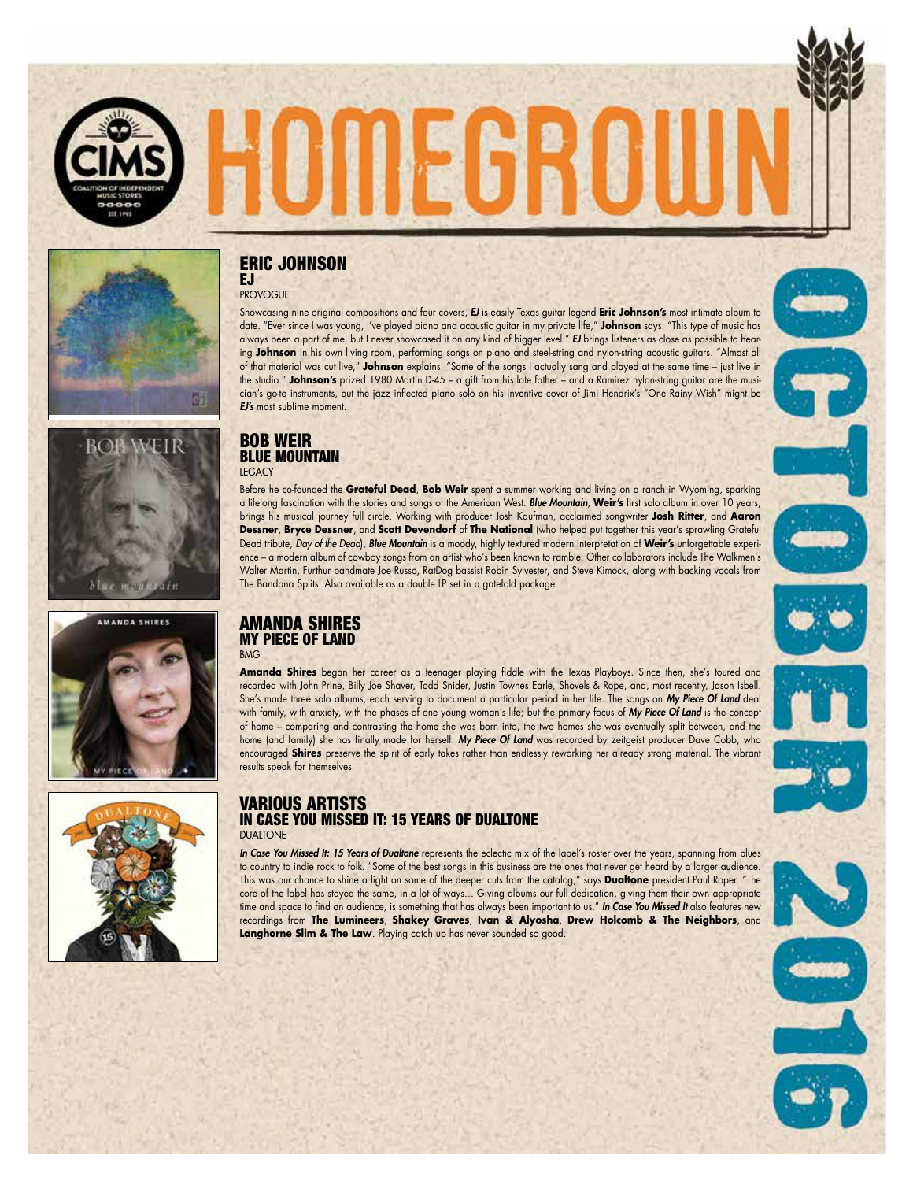# HOMEGROWN

OCTOBER 2016

## ERIC JOHNSON
### EJ
PROVOGUE

Showcasing nine original compositions and four covers, ***EJ*** is easily Texas guitar legend **Eric Johnson's** most intimate album to date. "Ever since I was young, I've played piano and acoustic guitar in my private life," **Johnson** says. "This type of music has always been a part of me, but I never showcased it on any kind of bigger level." ***EJ*** brings listeners as close as possible to hearing **Johnson** in his own living room, performing songs on piano and steel-string and nylon-string acoustic guitars. "Almost all of that material was cut live," **Johnson** explains. "Some of the songs I actually sang and played at the same time – just live in the studio." **Johnson's** prized 1980 Martin D-45 – a gift from his late father – and a Ramirez nylon-string guitar are the musician's go-to instruments, but the jazz inflected piano solo on his inventive cover of Jimi Hendrix's "One Rainy Wish" might be ***EJ's*** most sublime moment.

## BOB WEIR
### BLUE MOUNTAIN
LEGACY

Before he co-founded the **Grateful Dead**, **Bob Weir** spent a summer working and living on a ranch in Wyoming, sparking a lifelong fascination with the stories and songs of the American West. ***Blue Mountain***, **Weir's** first solo album in over 10 years, brings his musical journey full circle. Working with producer Josh Kaufman, acclaimed songwriter **Josh Ritter**, and **Aaron Dessner**, **Bryce Dessner**, and **Scott Devendorf** of **The National** (who helped put together this year's sprawling Grateful Dead tribute, *Day of the Dead*), ***Blue Mountain*** is a moody, highly textured modern interpretation of **Weir's** unforgettable experience – a modern album of cowboy songs from an artist who's been known to ramble. Other collaborators include The Walkmen's Walter Martin, Furthur bandmate Joe Russo, RatDog bassist Robin Sylvester, and Steve Kimock, along with backing vocals from The Bandana Splits. Also available as a double LP set in a gatefold package.

## AMANDA SHIRES
### MY PIECE OF LAND
BMG

**Amanda Shires** began her career as a teenager playing fiddle with the Texas Playboys. Since then, she's toured and recorded with John Prine, Billy Joe Shaver, Todd Snider, Justin Townes Earle, Shovels & Rope, and, most recently, Jason Isbell. She's made three solo albums, each serving to document a particular period in her life. The songs on ***My Piece Of Land*** deal with family, with anxiety, with the phases of one young woman's life; but the primary focus of ***My Piece Of Land*** is the concept of home – comparing and contrasting the home she was born into, the two homes she was eventually split between, and the home (and family) she has finally made for herself. ***My Piece Of Land*** was recorded by zeitgeist producer Dave Cobb, who encouraged **Shires** preserve the spirit of early takes rather than endlessly reworking her already strong material. The vibrant results speak for themselves.

## VARIOUS ARTISTS
### IN CASE YOU MISSED IT: 15 YEARS OF DUALTONE
DUALTONE

***In Case You Missed It: 15 Years of Dualtone*** represents the eclectic mix of the label's roster over the years, spanning from blues to country to indie rock to folk. "Some of the best songs in this business are the ones that never get heard by a larger audience. This was our chance to shine a light on some of the deeper cuts from the catalog," says **Dualtone** president Paul Roper. "The core of the label has stayed the same, in a lot of ways... Giving albums our full dedication, giving them their own appropriate time and space to find an audience, is something that has always been important to us." ***In Case You Missed It*** also features new recordings from **The Lumineers**, **Shakey Graves**, **Ivan & Alyosha**, **Drew Holcomb & The Neighbors**, and **Langhorne Slim & The Law**. Playing catch up has never sounded so good.